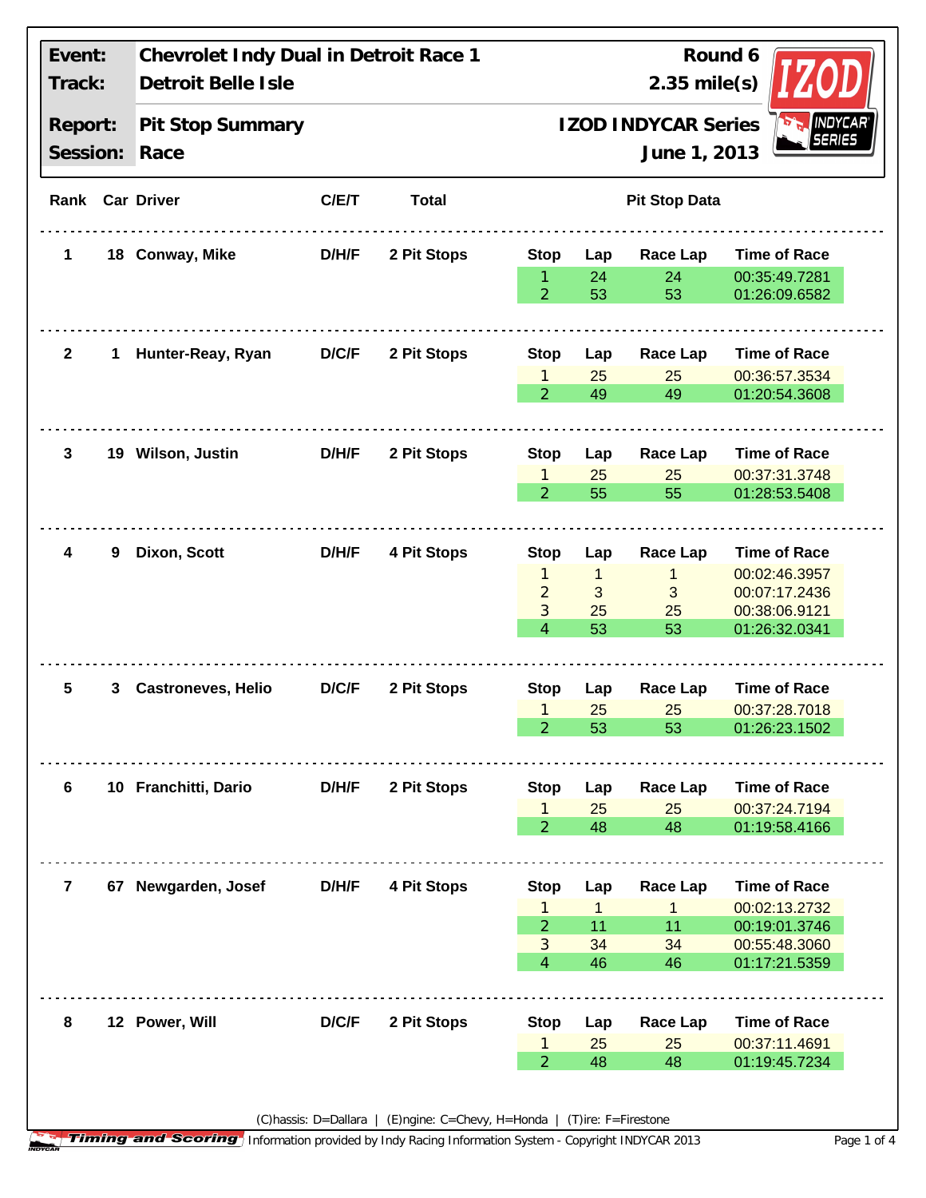| Event: | Chevrolet Indy Dual in Detroit Race 1 | Round 6 |
|---|---|---|
| Track: | Detroit Belle Isle | 2.35 mile(s) |
| Report: | Pit Stop Summary | IZOD INDYCAR Series |
| Session: | Race | June 1, 2013 |

| Rank | Car | Driver | C/E/T | Total | Stop | Lap | Race Lap | Time of Race |
|---|---|---|---|---|---|---|---|---|
| 1 | 18 | Conway, Mike | D/H/F | 2 Pit Stops | 1 | 24 | 24 | 00:35:49.7281 |
| | | | | | 2 | 53 | 53 | 01:26:09.6582 |
| 2 | 1 | Hunter-Reay, Ryan | D/C/F | 2 Pit Stops | 1 | 25 | 25 | 00:36:57.3534 |
| | | | | | 2 | 49 | 49 | 01:20:54.3608 |
| 3 | 19 | Wilson, Justin | D/H/F | 2 Pit Stops | 1 | 25 | 25 | 00:37:31.3748 |
| | | | | | 2 | 55 | 55 | 01:28:53.5408 |
| 4 | 9 | Dixon, Scott | D/H/F | 4 Pit Stops | 1 | 1 | 1 | 00:02:46.3957 |
| | | | | | 2 | 3 | 3 | 00:07:17.2436 |
| | | | | | 3 | 25 | 25 | 00:38:06.9121 |
| | | | | | 4 | 53 | 53 | 01:26:32.0341 |
| 5 | 3 | Castroneves, Helio | D/C/F | 2 Pit Stops | 1 | 25 | 25 | 00:37:28.7018 |
| | | | | | 2 | 53 | 53 | 01:26:23.1502 |
| 6 | 10 | Franchitti, Dario | D/H/F | 2 Pit Stops | 1 | 25 | 25 | 00:37:24.7194 |
| | | | | | 2 | 48 | 48 | 01:19:58.4166 |
| 7 | 67 | Newgarden, Josef | D/H/F | 4 Pit Stops | 1 | 1 | 1 | 00:02:13.2732 |
| | | | | | 2 | 11 | 11 | 00:19:01.3746 |
| | | | | | 3 | 34 | 34 | 00:55:48.3060 |
| | | | | | 4 | 46 | 46 | 01:17:21.5359 |
| 8 | 12 | Power, Will | D/C/F | 2 Pit Stops | 1 | 25 | 25 | 00:37:11.4691 |
| | | | | | 2 | 48 | 48 | 01:19:45.7234 |

(C)hassis: D=Dallara | (E)ngine: C=Chevy, H=Honda | (T)ire: F=Firestone

Timing and Scoring Information provided by Indy Racing Information System - Copyright INDYCAR 2013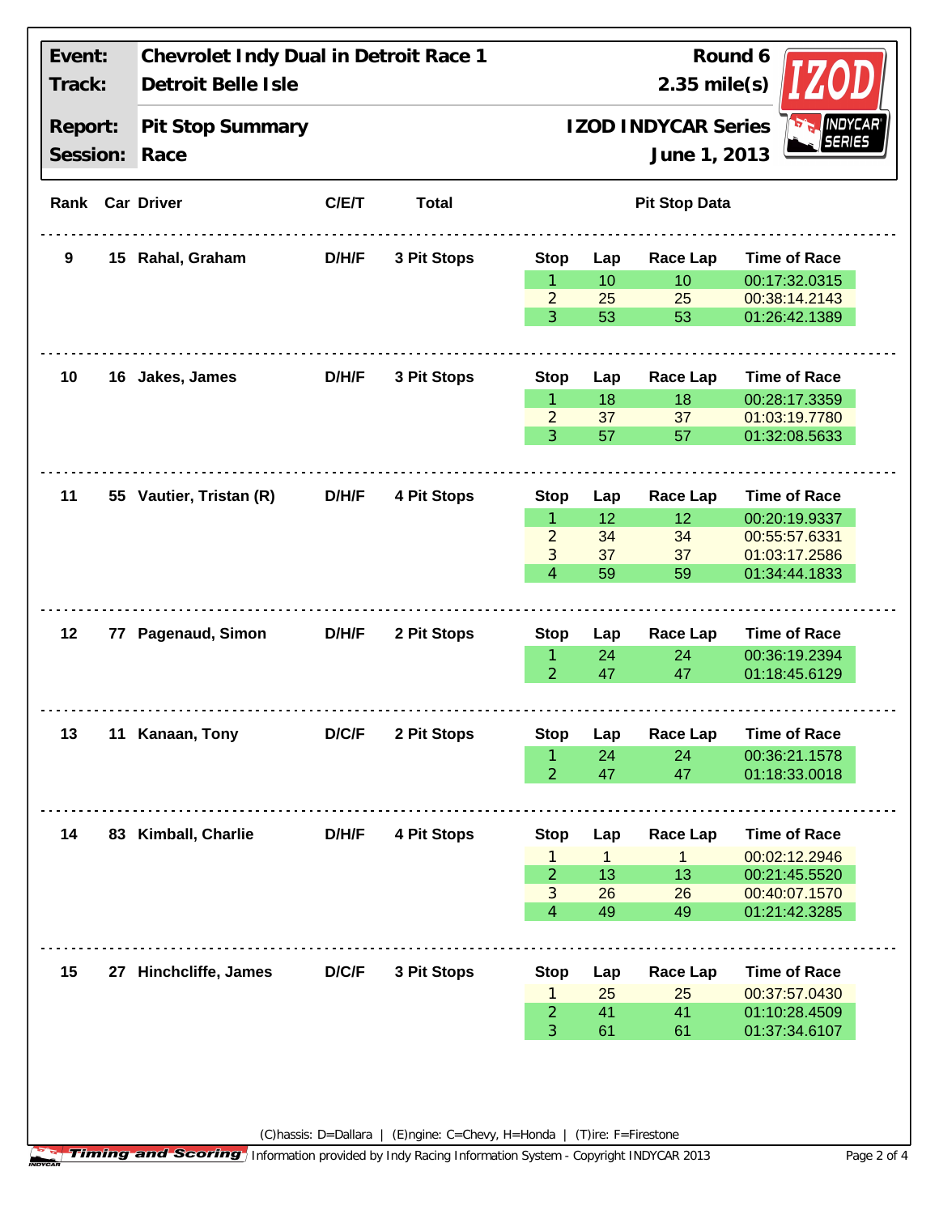| | | |
|---|---|---|
| **Event:** | **Chevrolet Indy Dual in Detroit Race 1** | **Round 6** |
| **Track:** | **Detroit Belle Isle** | **2.35 mile(s)** |
| **Report:** | **Pit Stop Summary** | **IZOD INDYCAR Series** |
| **Session:** | **Race** | **June 1, 2013** |

| Rank | Car | Driver | C/E/T | Total | Stop | Lap | Race Lap | Time of Race |
|---|---|---|---|---|---|---|---|---|
| 9 | 15 | Rahal, Graham | D/H/F | 3 Pit Stops | 1 | 10 | 10 | 00:17:32.0315 |
| | | | | | 2 | 25 | 25 | 00:38:14.2143 |
| | | | | | 3 | 53 | 53 | 01:26:42.1389 |
| 10 | 16 | Jakes, James | D/H/F | 3 Pit Stops | 1 | 18 | 18 | 00:28:17.3359 |
| | | | | | 2 | 37 | 37 | 01:03:19.7780 |
| | | | | | 3 | 57 | 57 | 01:32:08.5633 |
| 11 | 55 | Vautier, Tristan (R) | D/H/F | 4 Pit Stops | 1 | 12 | 12 | 00:20:19.9337 |
| | | | | | 2 | 34 | 34 | 00:55:57.6331 |
| | | | | | 3 | 37 | 37 | 01:03:17.2586 |
| | | | | | 4 | 59 | 59 | 01:34:44.1833 |
| 12 | 77 | Pagenaud, Simon | D/H/F | 2 Pit Stops | 1 | 24 | 24 | 00:36:19.2394 |
| | | | | | 2 | 47 | 47 | 01:18:45.6129 |
| 13 | 11 | Kanaan, Tony | D/C/F | 2 Pit Stops | 1 | 24 | 24 | 00:36:21.1578 |
| | | | | | 2 | 47 | 47 | 01:18:33.0018 |
| 14 | 83 | Kimball, Charlie | D/H/F | 4 Pit Stops | 1 | 1 | 1 | 00:02:12.2946 |
| | | | | | 2 | 13 | 13 | 00:21:45.5520 |
| | | | | | 3 | 26 | 26 | 00:40:07.1570 |
| | | | | | 4 | 49 | 49 | 01:21:42.3285 |
| 15 | 27 | Hinchcliffe, James | D/C/F | 3 Pit Stops | 1 | 25 | 25 | 00:37:57.0430 |
| | | | | | 2 | 41 | 41 | 01:10:28.4509 |
| | | | | | 3 | 61 | 61 | 01:37:34.6107 |

(C)hassis: D=Dallara | (E)ngine: C=Chevy, H=Honda | (T)ire: F=Firestone

Timing and Scoring Information provided by Indy Racing Information System - Copyright INDYCAR 2013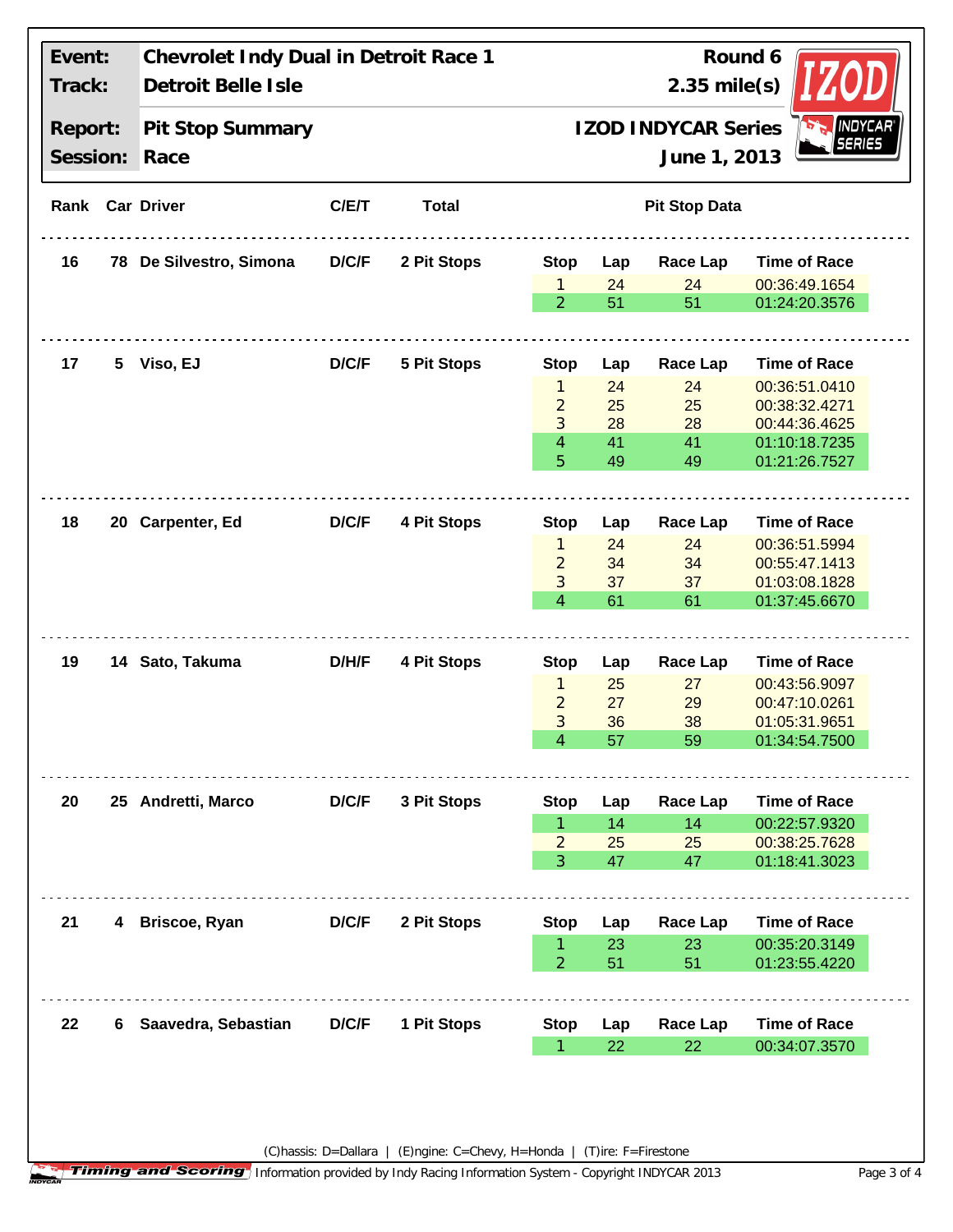| | |
|---|---|
| **Event:** | **Chevrolet Indy Dual in Detroit Race 1** |
| **Track:** | **Detroit Belle Isle** |
| **Report:** | **Pit Stop Summary** |
| **Session:** | **Race** |

**Round 6**
**2.35 mile(s)**
**IZOD INDYCAR Series**
**June 1, 2013**

| Rank | Car | Driver | C/E/T | Total | Stop | Lap | Race Lap | Time of Race |
|---|---|---|---|---|---|---|---|---|
| 16 | 78 | De Silvestro, Simona | D/C/F | 2 Pit Stops | 1 | 24 | 24 | 00:36:49.1654 |
| | | | | | 2 | 51 | 51 | 01:24:20.3576 |
| 17 | 5 | Viso, EJ | D/C/F | 5 Pit Stops | 1 | 24 | 24 | 00:36:51.0410 |
| | | | | | 2 | 25 | 25 | 00:38:32.4271 |
| | | | | | 3 | 28 | 28 | 00:44:36.4625 |
| | | | | | 4 | 41 | 41 | 01:10:18.7235 |
| | | | | | 5 | 49 | 49 | 01:21:26.7527 |
| 18 | 20 | Carpenter, Ed | D/C/F | 4 Pit Stops | 1 | 24 | 24 | 00:36:51.5994 |
| | | | | | 2 | 34 | 34 | 00:55:47.1413 |
| | | | | | 3 | 37 | 37 | 01:03:08.1828 |
| | | | | | 4 | 61 | 61 | 01:37:45.6670 |
| 19 | 14 | Sato, Takuma | D/H/F | 4 Pit Stops | 1 | 25 | 27 | 00:43:56.9097 |
| | | | | | 2 | 27 | 29 | 00:47:10.0261 |
| | | | | | 3 | 36 | 38 | 01:05:31.9651 |
| | | | | | 4 | 57 | 59 | 01:34:54.7500 |
| 20 | 25 | Andretti, Marco | D/C/F | 3 Pit Stops | 1 | 14 | 14 | 00:22:57.9320 |
| | | | | | 2 | 25 | 25 | 00:38:25.7628 |
| | | | | | 3 | 47 | 47 | 01:18:41.3023 |
| 21 | 4 | Briscoe, Ryan | D/C/F | 2 Pit Stops | 1 | 23 | 23 | 00:35:20.3149 |
| | | | | | 2 | 51 | 51 | 01:23:55.4220 |
| 22 | 6 | Saavedra, Sebastian | D/C/F | 1 Pit Stops | 1 | 22 | 22 | 00:34:07.3570 |

(C)hassis: D=Dallara | (E)ngine: C=Chevy, H=Honda | (T)ire: F=Firestone

Timing and Scoring Information provided by Indy Racing Information System - Copyright INDYCAR 2013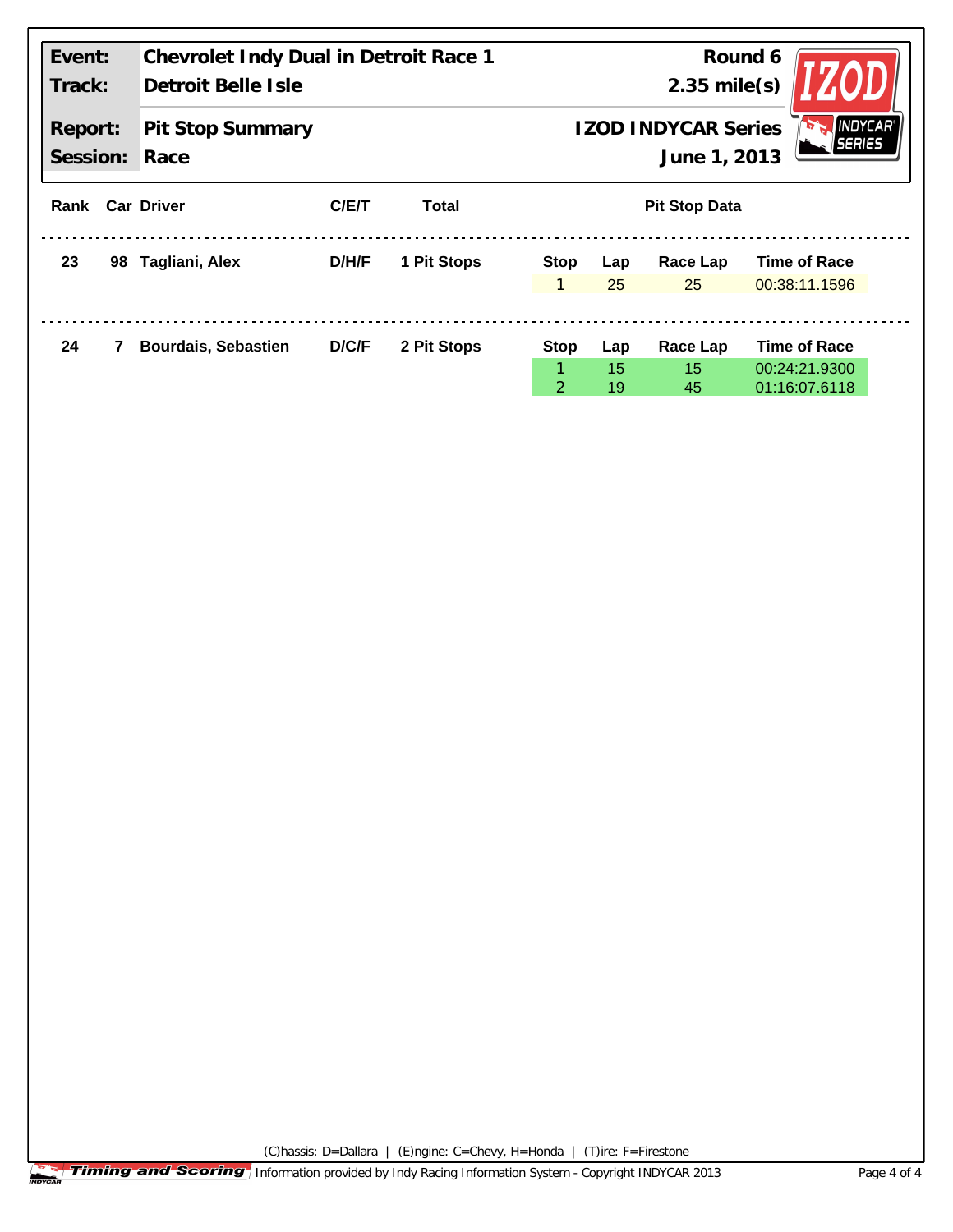| | | |
|---|---|---|
| **Event:** | **Chevrolet Indy Dual in Detroit Race 1** | **Round 6** |
| **Track:** | **Detroit Belle Isle** | **2.35 mile(s)** |
| **Report:** | **Pit Stop Summary** | **IZOD INDYCAR Series** |
| **Session:** | **Race** | **June 1, 2013** |

| Rank | Car | Driver | C/E/T | Total | Stop | Lap | Race Lap | Time of Race |
|---|---|---|---|---|---|---|---|---|
| **23** | **98** | **Tagliani, Alex** | **D/H/F** | **1 Pit Stops** | 1 | 25 | 25 | 00:38:11.1596 |
| **24** | **7** | **Bourdais, Sebastien** | **D/C/F** | **2 Pit Stops** | 1 | 15 | 15 | 00:24:21.9300 |
| | | | | | 2 | 19 | 45 | 01:16:07.6118 |

(C)hassis: D=Dallara | (E)ngine: C=Chevy, H=Honda | (T)ire: F=Firestone

Timing and Scoring Information provided by Indy Racing Information System - Copyright INDYCAR 2013